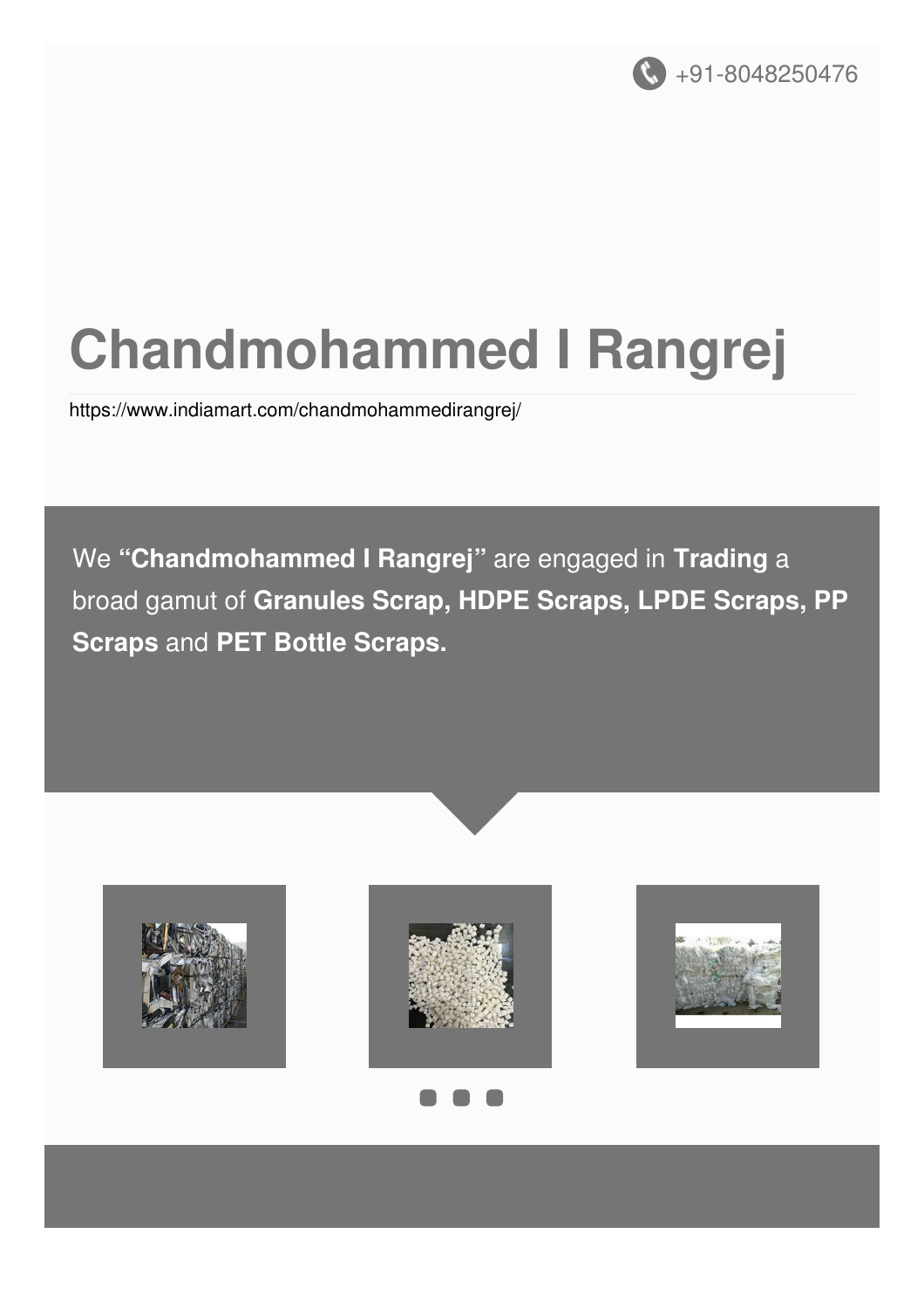+91-8048250476

# Chandmohammed I Rangrej

https://www.indiamart.com/chandmohammedirangrej/

We **"Chandmohammed I Rangrej"** are engaged in **Trading** a broad gamut of **Granules Scrap, HDPE Scraps, LPDE Scraps, PP Scraps** and **PET Bottle Scraps.**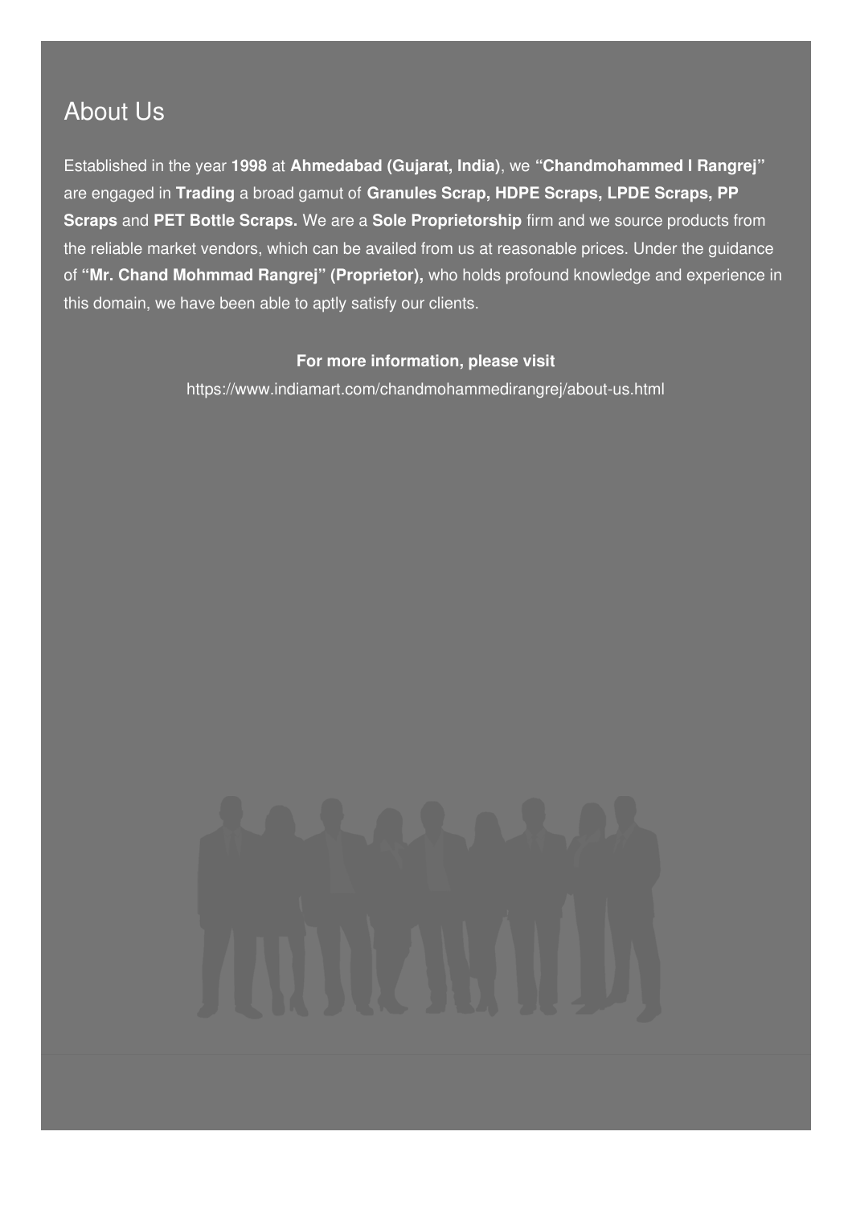## About Us

Established in the year **1998** at **Ahmedabad (Gujarat, India)**, we **"Chandmohammed I Rangrej"** are engaged in **Trading** a broad gamut of **Granules Scrap, HDPE Scraps, LPDE Scraps, PP Scraps** and **PET Bottle Scraps.** We are a **Sole Proprietorship** firm and we source products from the reliable market vendors, which can be availed from us at reasonable prices. Under the guidance of **"Mr. Chand Mohmmad Rangrej" (Proprietor),** who holds profound knowledge and experience in this domain, we have been able to aptly satisfy our clients.

**For more information, please visit**

https://www.indiamart.com/chandmohammedirangrej/about-us.html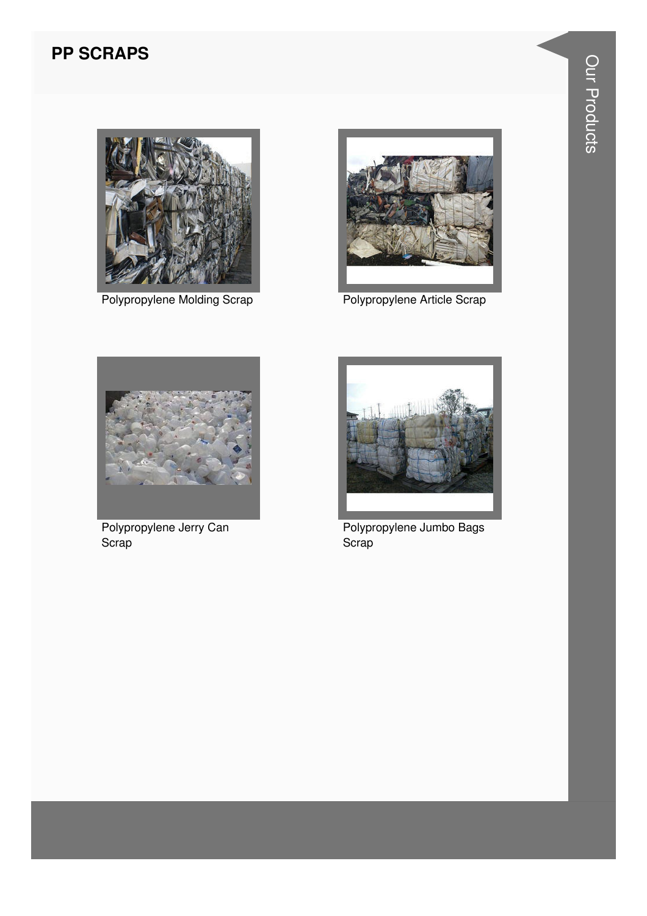# PP SCRAPS

Polypropylene Molding Scrap

Polypropylene Article Scrap

Polypropylene Jerry Can Scrap

Polypropylene Jumbo Bags Scrap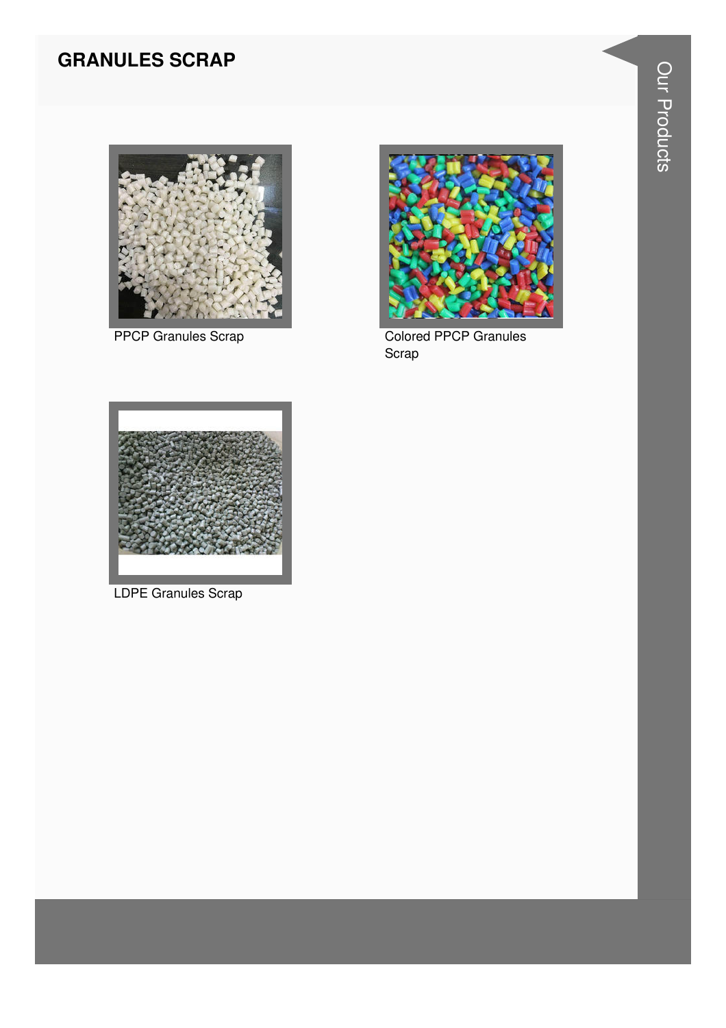## GRANULES SCRAP

PPCP Granules Scrap

Colored PPCP Granules Scrap

LDPE Granules Scrap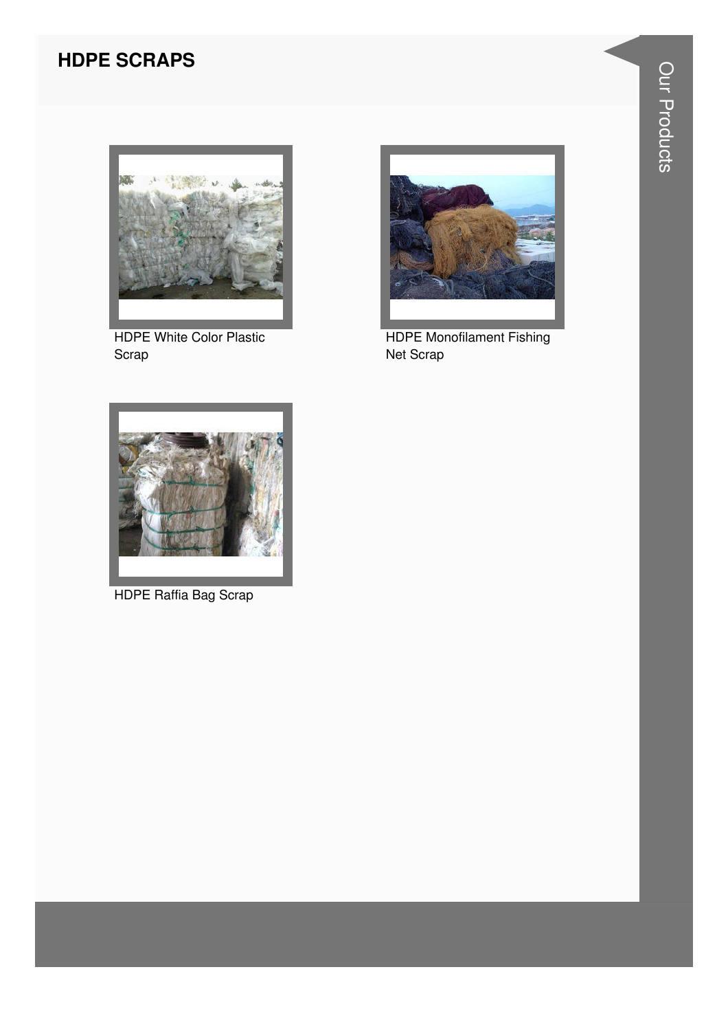## HDPE SCRAPS

HDPE White Color Plastic Scrap

HDPE Monofilament Fishing Net Scrap

HDPE Raffia Bag Scrap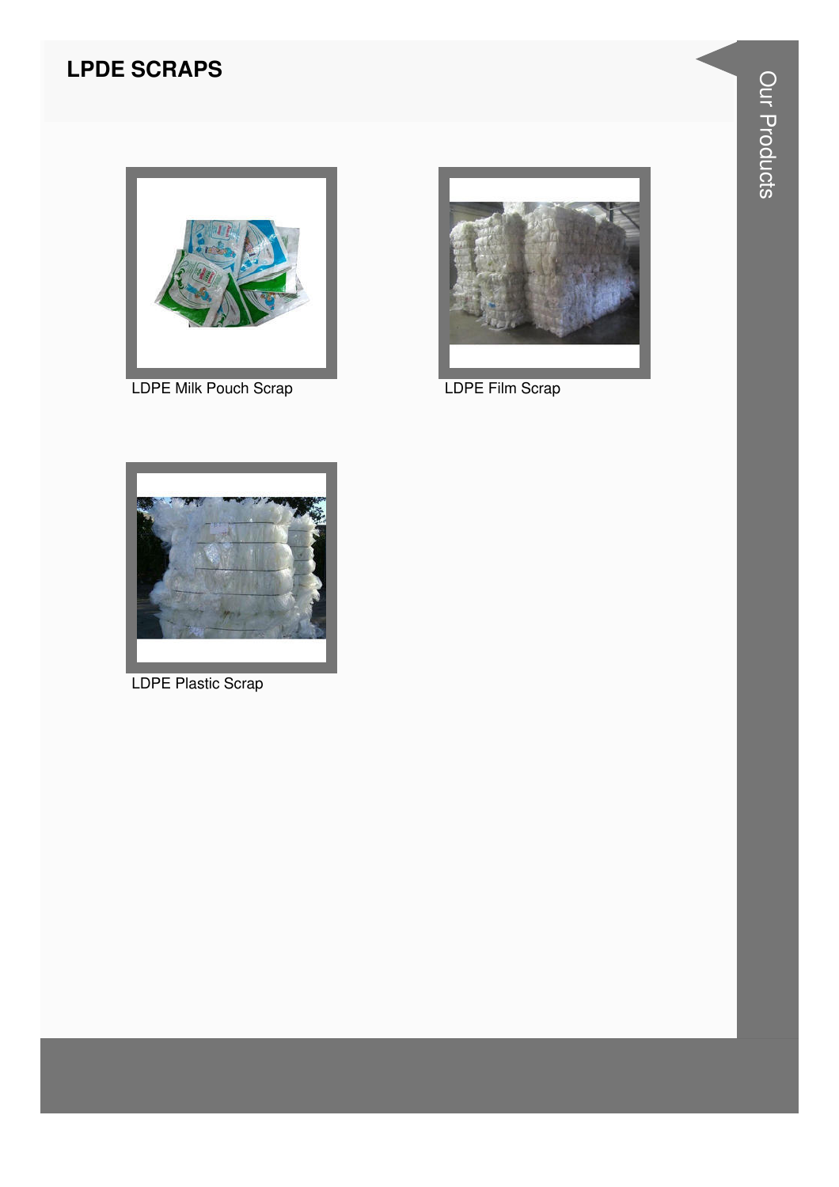## LPDE SCRAPS

LDPE Milk Pouch Scrap

LDPE Film Scrap

LDPE Plastic Scrap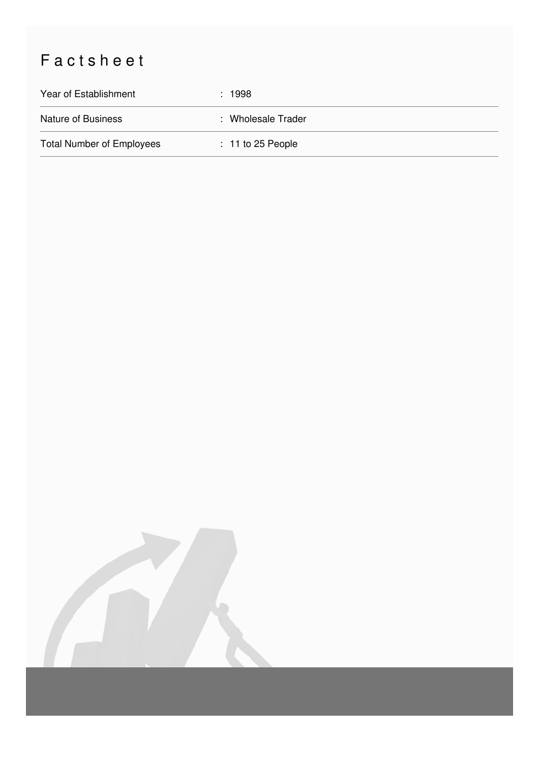# Factsheet

| Year of Establishment | : 1998 |
|---|---|
| Nature of Business | : Wholesale Trader |
| Total Number of Employees | : 11 to 25 People |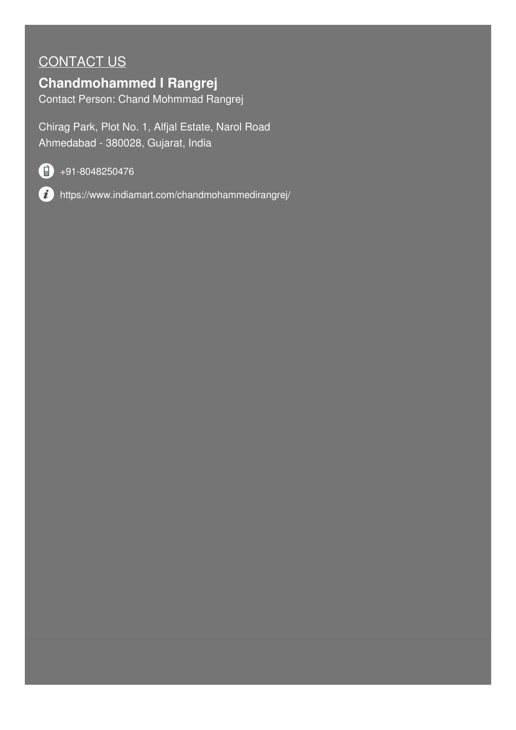## CONTACT US

### Chandmohammed I Rangrej

Contact Person: Chand Mohmmad Rangrej

Chirag Park, Plot No. 1, Alfjal Estate, Narol Road
Ahmedabad - 380028, Gujarat, India

+91-8048250476

https://www.indiamart.com/chandmohammedirangrej/